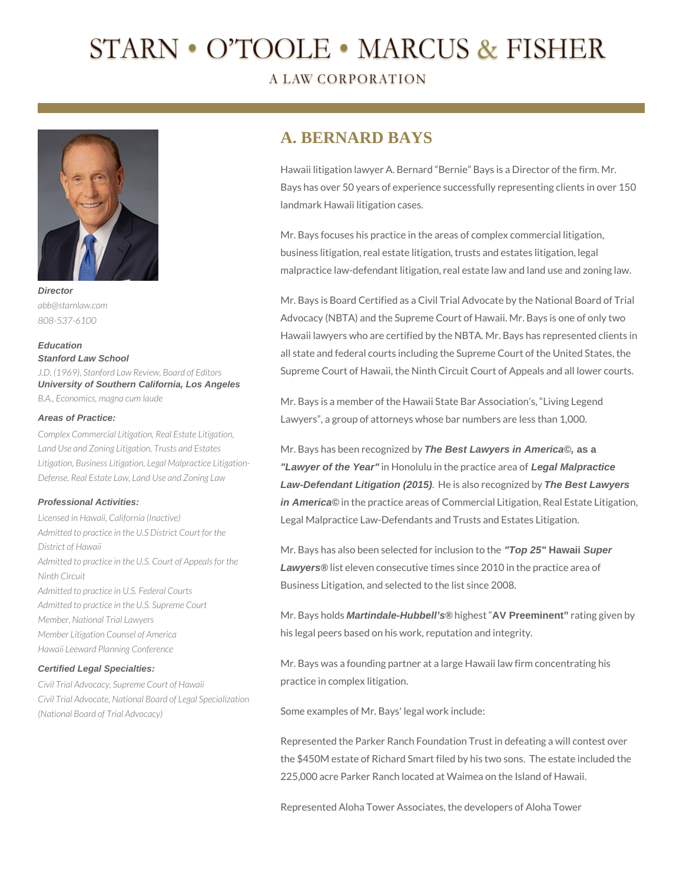# STARN • O'TOOLE • MARCUS & FISHER

A LAW CORPORATION

**Director**
*abb@starnlaw.com*
*808-537-6100*

**Education**
**Stanford Law School**
*J.D. (1969), Stanford Law Review, Board of Editors*
**University of Southern California, Los Angeles**
*B.A., Economics, magna cum laude*

**Areas of Practice:**

*Complex Commercial Litigation, Real Estate Litigation, Land Use and Zoning Litigation, Trusts and Estates Litigation, Business Litigation, Legal Malpractice Litigation-Defense, Real Estate Law, Land Use and Zoning Law*

**Professional Activities:**

*Licensed in Hawaii, California (Inactive)*
*Admitted to practice in the U.S District Court for the District of Hawaii*
*Admitted to practice in the U.S. Court of Appeals for the Ninth Circuit*
*Admitted to practice in U.S. Federal Courts*
*Admitted to practice in the U.S. Supreme Court*
*Member, National Trial Lawyers*
*Member Litigation Counsel of America*
*Hawaii Leeward Planning Conference*

**Certified Legal Specialties:**

*Civil Trial Advocacy, Supreme Court of Hawaii*
*Civil Trial Advocate, National Board of Legal Specialization (National Board of Trial Advocacy)*

## A. BERNARD BAYS

Hawaii litigation lawyer A. Bernard "Bernie" Bays is a Director of the firm. Mr. Bays has over 50 years of experience successfully representing clients in over 150 landmark Hawaii litigation cases.

Mr. Bays focuses his practice in the areas of complex commercial litigation, business litigation, real estate litigation, trusts and estates litigation, legal malpractice law-defendant litigation, real estate law and land use and zoning law.

Mr. Bays is Board Certified as a Civil Trial Advocate by the National Board of Trial Advocacy (NBTA) and the Supreme Court of Hawaii. Mr. Bays is one of only two Hawaii lawyers who are certified by the NBTA. Mr. Bays has represented clients in all state and federal courts including the Supreme Court of the United States, the Supreme Court of Hawaii, the Ninth Circuit Court of Appeals and all lower courts.

Mr. Bays is a member of the Hawaii State Bar Association's, "Living Legend Lawyers", a group of attorneys whose bar numbers are less than 1,000.

Mr. Bays has been recognized by ***The Best Lawyers in America©,*** **as a** ***"Lawyer of the Year"*** in Honolulu in the practice area of ***Legal Malpractice Law-Defendant Litigation (2015)***. He is also recognized by ***The Best Lawyers in America©*** in the practice areas of Commercial Litigation, Real Estate Litigation, Legal Malpractice Law-Defendants and Trusts and Estates Litigation.

Mr. Bays has also been selected for inclusion to the ***"Top 25"*** **Hawaii** ***Super Lawyers®*** list eleven consecutive times since 2010 in the practice area of Business Litigation, and selected to the list since 2008.

Mr. Bays holds ***Martindale-Hubbell's®*** highest "**AV Preeminent"** rating given by his legal peers based on his work, reputation and integrity.

Mr. Bays was a founding partner at a large Hawaii law firm concentrating his practice in complex litigation.

Some examples of Mr. Bays' legal work include:

Represented the Parker Ranch Foundation Trust in defeating a will contest over the $450M estate of Richard Smart filed by his two sons. The estate included the 225,000 acre Parker Ranch located at Waimea on the Island of Hawaii.

Represented Aloha Tower Associates, the developers of Aloha Tower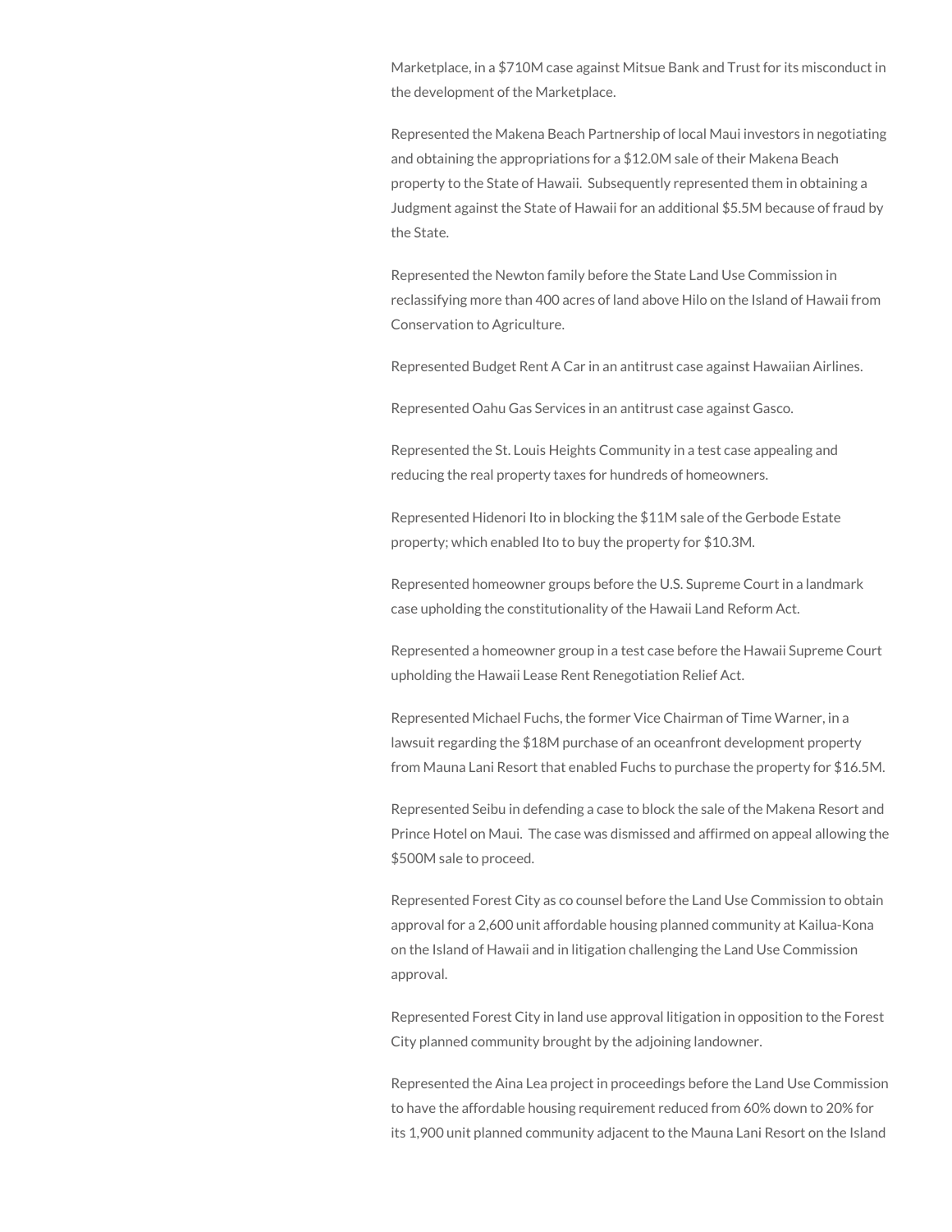Marketplace, in a $710M case against Mitsue Bank and Trust for its misconduct in the development of the Marketplace.

Represented the Makena Beach Partnership of local Maui investors in negotiating and obtaining the appropriations for a $12.0M sale of their Makena Beach property to the State of Hawaii. Subsequently represented them in obtaining a Judgment against the State of Hawaii for an additional $5.5M because of fraud by the State.

Represented the Newton family before the State Land Use Commission in reclassifying more than 400 acres of land above Hilo on the Island of Hawaii from Conservation to Agriculture.

Represented Budget Rent A Car in an antitrust case against Hawaiian Airlines.

Represented Oahu Gas Services in an antitrust case against Gasco.

Represented the St. Louis Heights Community in a test case appealing and reducing the real property taxes for hundreds of homeowners.

Represented Hidenori Ito in blocking the $11M sale of the Gerbode Estate property; which enabled Ito to buy the property for $10.3M.

Represented homeowner groups before the U.S. Supreme Court in a landmark case upholding the constitutionality of the Hawaii Land Reform Act.

Represented a homeowner group in a test case before the Hawaii Supreme Court upholding the Hawaii Lease Rent Renegotiation Relief Act.

Represented Michael Fuchs, the former Vice Chairman of Time Warner, in a lawsuit regarding the $18M purchase of an oceanfront development property from Mauna Lani Resort that enabled Fuchs to purchase the property for $16.5M.

Represented Seibu in defending a case to block the sale of the Makena Resort and Prince Hotel on Maui. The case was dismissed and affirmed on appeal allowing the $500M sale to proceed.

Represented Forest City as co counsel before the Land Use Commission to obtain approval for a 2,600 unit affordable housing planned community at Kailua-Kona on the Island of Hawaii and in litigation challenging the Land Use Commission approval.

Represented Forest City in land use approval litigation in opposition to the Forest City planned community brought by the adjoining landowner.

Represented the Aina Lea project in proceedings before the Land Use Commission to have the affordable housing requirement reduced from 60% down to 20% for its 1,900 unit planned community adjacent to the Mauna Lani Resort on the Island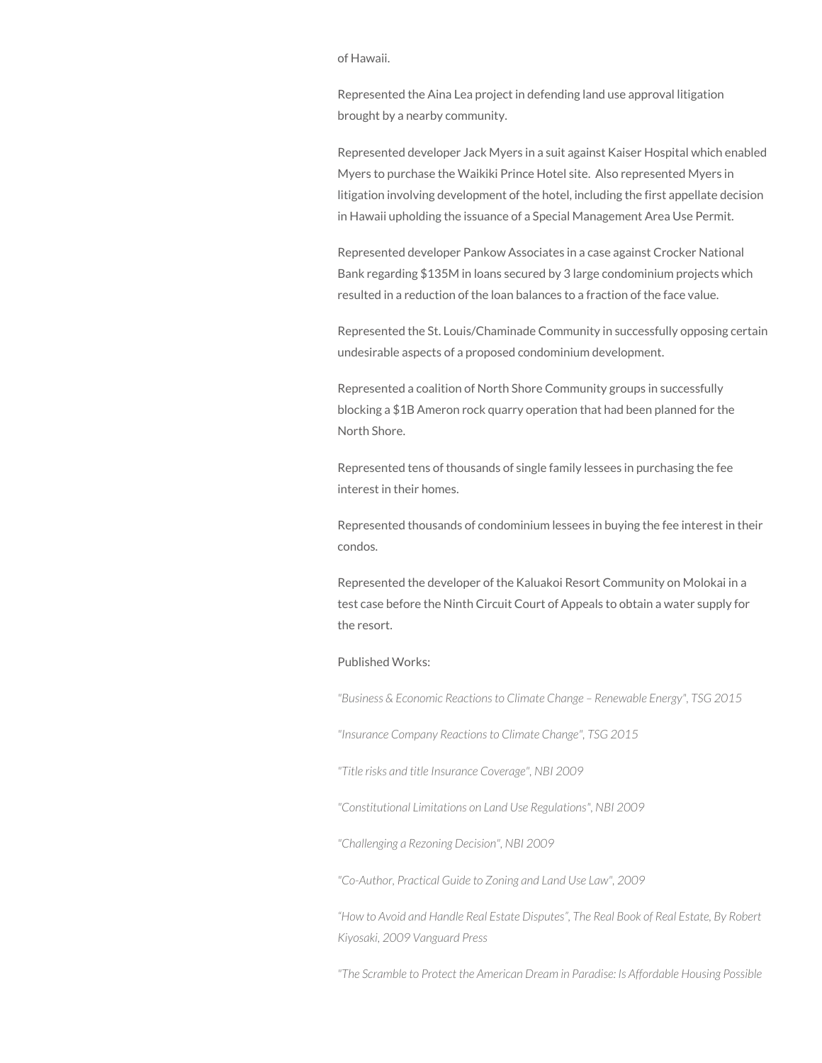of Hawaii.

Represented the Aina Lea project in defending land use approval litigation brought by a nearby community.

Represented developer Jack Myers in a suit against Kaiser Hospital which enabled Myers to purchase the Waikiki Prince Hotel site. Also represented Myers in litigation involving development of the hotel, including the first appellate decision in Hawaii upholding the issuance of a Special Management Area Use Permit.

Represented developer Pankow Associates in a case against Crocker National Bank regarding $135M in loans secured by 3 large condominium projects which resulted in a reduction of the loan balances to a fraction of the face value.

Represented the St. Louis/Chaminade Community in successfully opposing certain undesirable aspects of a proposed condominium development.

Represented a coalition of North Shore Community groups in successfully blocking a $1B Ameron rock quarry operation that had been planned for the North Shore.

Represented tens of thousands of single family lessees in purchasing the fee interest in their homes.

Represented thousands of condominium lessees in buying the fee interest in their condos.

Represented the developer of the Kaluakoi Resort Community on Molokai in a test case before the Ninth Circuit Court of Appeals to obtain a water supply for the resort.

Published Works:

*"Business & Economic Reactions to Climate Change – Renewable Energy", TSG 2015*

*"Insurance Company Reactions to Climate Change", TSG 2015*

*"Title risks and title Insurance Coverage", NBI 2009*

*"Constitutional Limitations on Land Use Regulations", NBI 2009*

*"Challenging a Rezoning Decision", NBI 2009*

*"Co-Author, Practical Guide to Zoning and Land Use Law", 2009*

*"How to Avoid and Handle Real Estate Disputes", The Real Book of Real Estate, By Robert Kiyosaki, 2009 Vanguard Press*

*"The Scramble to Protect the American Dream in Paradise: Is Affordable Housing Possible*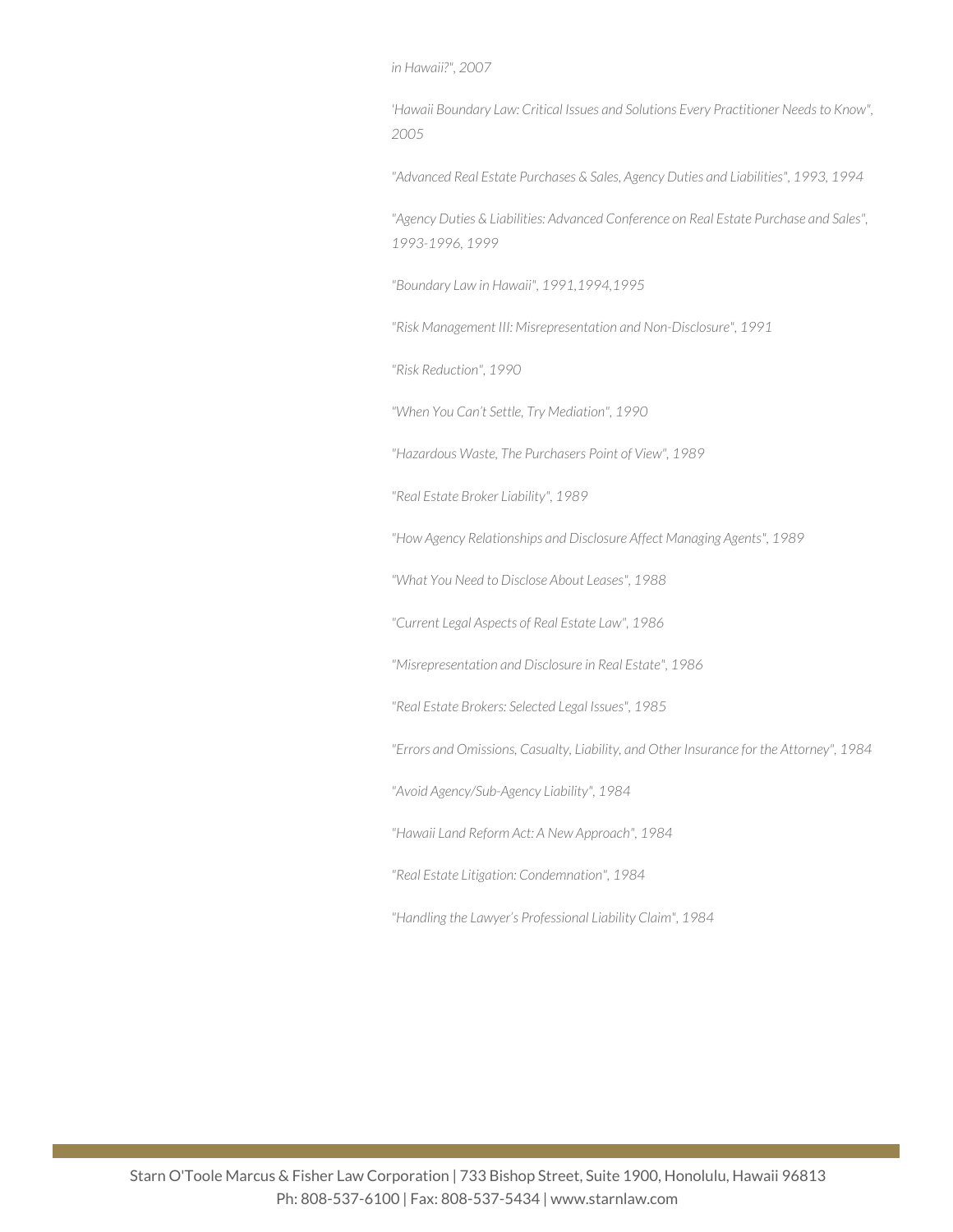*in Hawaii?", 2007*

*'Hawaii Boundary Law: Critical Issues and Solutions Every Practitioner Needs to Know", 2005*

*"Advanced Real Estate Purchases & Sales, Agency Duties and Liabilities", 1993, 1994*

*"Agency Duties & Liabilities: Advanced Conference on Real Estate Purchase and Sales", 1993-1996, 1999*

*"Boundary Law in Hawaii", 1991,1994,1995*

*"Risk Management III: Misrepresentation and Non-Disclosure", 1991*

*"Risk Reduction", 1990*

*"When You Can't Settle, Try Mediation", 1990*

*"Hazardous Waste, The Purchasers Point of View", 1989*

*"Real Estate Broker Liability", 1989*

*"How Agency Relationships and Disclosure Affect Managing Agents", 1989*

*"What You Need to Disclose About Leases", 1988*

*"Current Legal Aspects of Real Estate Law", 1986*

*"Misrepresentation and Disclosure in Real Estate", 1986*

*"Real Estate Brokers: Selected Legal Issues", 1985*

*"Errors and Omissions, Casualty, Liability, and Other Insurance for the Attorney", 1984*

*"Avoid Agency/Sub-Agency Liability", 1984*

*"Hawaii Land Reform Act: A New Approach", 1984*

*"Real Estate Litigation: Condemnation", 1984*

*"Handling the Lawyer's Professional Liability Claim", 1984*